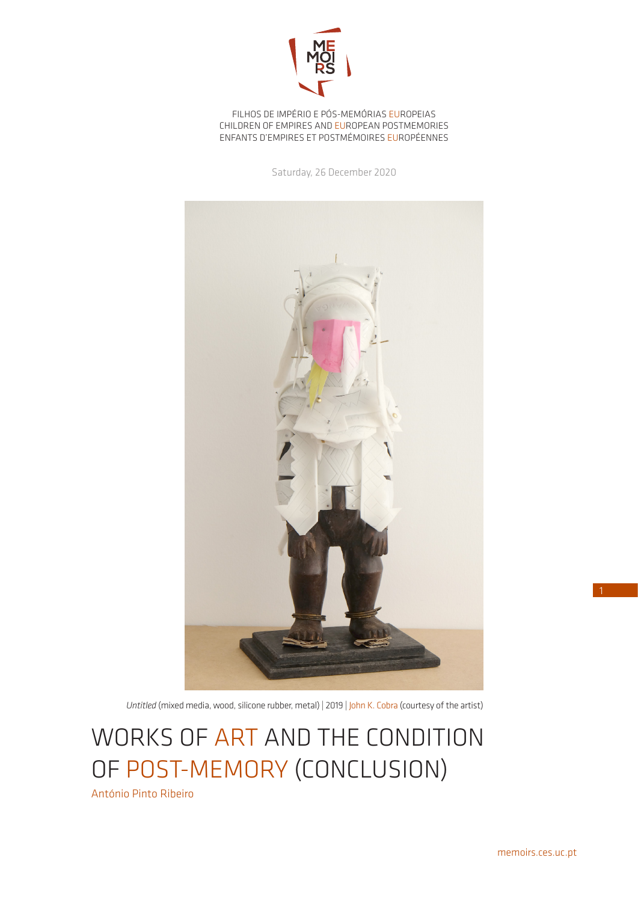FILHOS DE IMPÉRIO E PÓS-MEMÓRIAS EUROPEIAS
CHILDREN OF EMPIRES AND EUROPEAN POSTMEMORIES
ENFANTS D'EMPIRES ET POSTMÉMOIRES EUROPÉENNES

Saturday, 26 December 2020

*Untitled* (mixed media, wood, silicone rubber, metal) | 2019 | John K. Cobra (courtesy of the artist)

# WORKS OF ART AND THE CONDITION OF POST-MEMORY (CONCLUSION)

António Pinto Ribeiro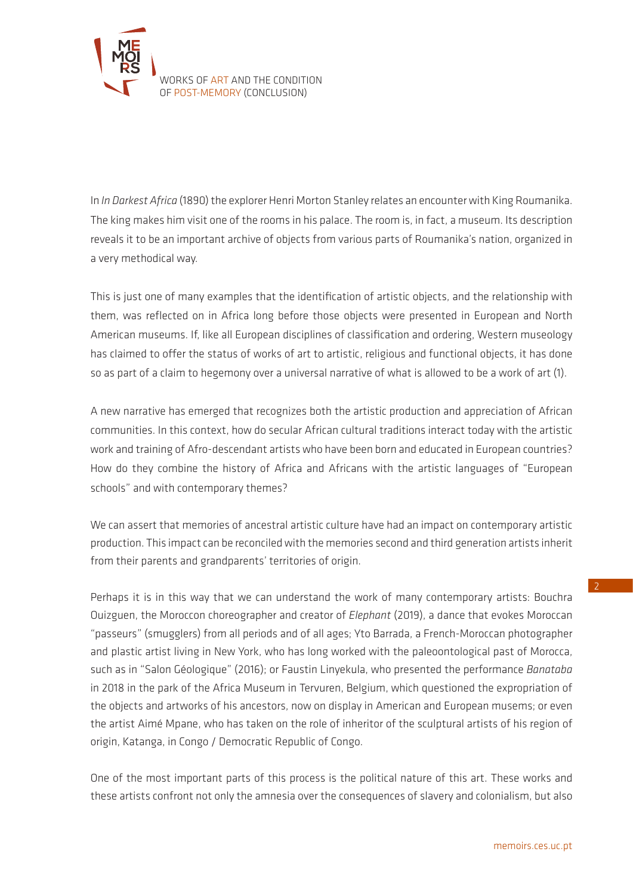In *In Darkest Africa* (1890) the explorer Henri Morton Stanley relates an encounter with King Roumanika. The king makes him visit one of the rooms in his palace. The room is, in fact, a museum. Its description reveals it to be an important archive of objects from various parts of Roumanika's nation, organized in a very methodical way.

This is just one of many examples that the identification of artistic objects, and the relationship with them, was reflected on in Africa long before those objects were presented in European and North American museums. If, like all European disciplines of classification and ordering, Western museology has claimed to offer the status of works of art to artistic, religious and functional objects, it has done so as part of a claim to hegemony over a universal narrative of what is allowed to be a work of art (1).

A new narrative has emerged that recognizes both the artistic production and appreciation of African communities. In this context, how do secular African cultural traditions interact today with the artistic work and training of Afro-descendant artists who have been born and educated in European countries? How do they combine the history of Africa and Africans with the artistic languages of "European schools" and with contemporary themes?

We can assert that memories of ancestral artistic culture have had an impact on contemporary artistic production. This impact can be reconciled with the memories second and third generation artists inherit from their parents and grandparents' territories of origin.

Perhaps it is in this way that we can understand the work of many contemporary artists: Bouchra Ouizguen, the Moroccon choreographer and creator of *Elephant* (2019), a dance that evokes Moroccan "passeurs" (smugglers) from all periods and of all ages; Yto Barrada, a French-Moroccan photographer and plastic artist living in New York, who has long worked with the paleontological past of Morocca, such as in "Salon Géologique" (2016); or Faustin Linyekula, who presented the performance *Banataba* in 2018 in the park of the Africa Museum in Tervuren, Belgium, which questioned the expropriation of the objects and artworks of his ancestors, now on display in American and European musems; or even the artist Aimé Mpane, who has taken on the role of inheritor of the sculptural artists of his region of origin, Katanga, in Congo / Democratic Republic of Congo.

One of the most important parts of this process is the political nature of this art. These works and these artists confront not only the amnesia over the consequences of slavery and colonialism, but also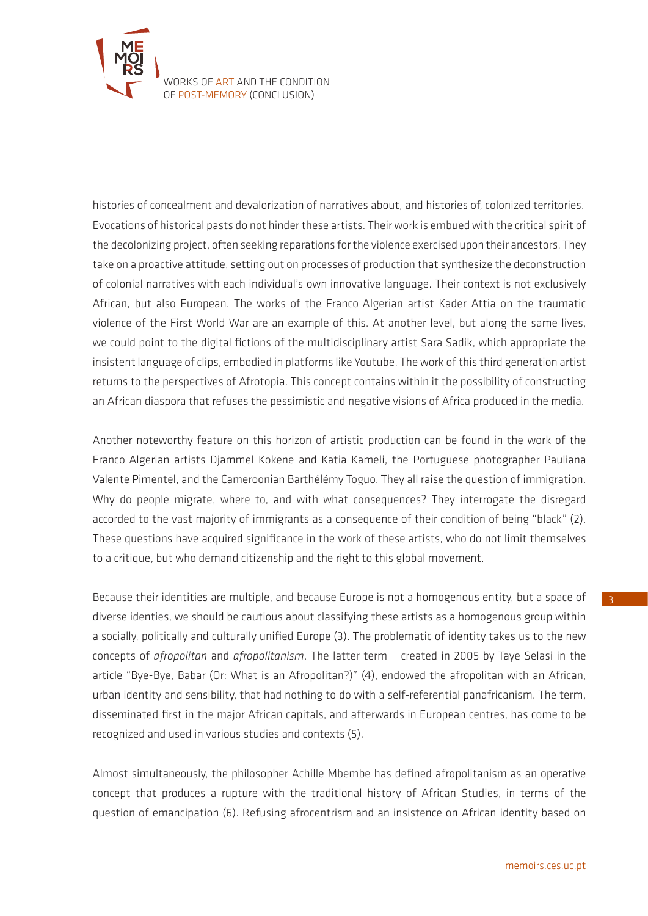histories of concealment and devalorization of narratives about, and histories of, colonized territories. Evocations of historical pasts do not hinder these artists. Their work is embued with the critical spirit of the decolonizing project, often seeking reparations for the violence exercised upon their ancestors. They take on a proactive attitude, setting out on processes of production that synthesize the deconstruction of colonial narratives with each individual's own innovative language. Their context is not exclusively African, but also European. The works of the Franco-Algerian artist Kader Attia on the traumatic violence of the First World War are an example of this. At another level, but along the same lives, we could point to the digital fictions of the multidisciplinary artist Sara Sadik, which appropriate the insistent language of clips, embodied in platforms like Youtube. The work of this third generation artist returns to the perspectives of Afrotopia. This concept contains within it the possibility of constructing an African diaspora that refuses the pessimistic and negative visions of Africa produced in the media.

Another noteworthy feature on this horizon of artistic production can be found in the work of the Franco-Algerian artists Djammel Kokene and Katia Kameli, the Portuguese photographer Pauliana Valente Pimentel, and the Cameroonian Barthélémy Toguo. They all raise the question of immigration. Why do people migrate, where to, and with what consequences? They interrogate the disregard accorded to the vast majority of immigrants as a consequence of their condition of being "black" (2). These questions have acquired significance in the work of these artists, who do not limit themselves to a critique, but who demand citizenship and the right to this global movement.

Because their identities are multiple, and because Europe is not a homogenous entity, but a space of diverse identies, we should be cautious about classifying these artists as a homogenous group within a socially, politically and culturally unified Europe (3). The problematic of identity takes us to the new concepts of *afropolitan* and *afropolitanism*. The latter term – created in 2005 by Taye Selasi in the article "Bye-Bye, Babar (Or: What is an Afropolitan?)" (4), endowed the afropolitan with an African, urban identity and sensibility, that had nothing to do with a self-referential panafricanism. The term, disseminated first in the major African capitals, and afterwards in European centres, has come to be recognized and used in various studies and contexts (5).

Almost simultaneously, the philosopher Achille Mbembe has defined afropolitanism as an operative concept that produces a rupture with the traditional history of African Studies, in terms of the question of emancipation (6). Refusing afrocentrism and an insistence on African identity based on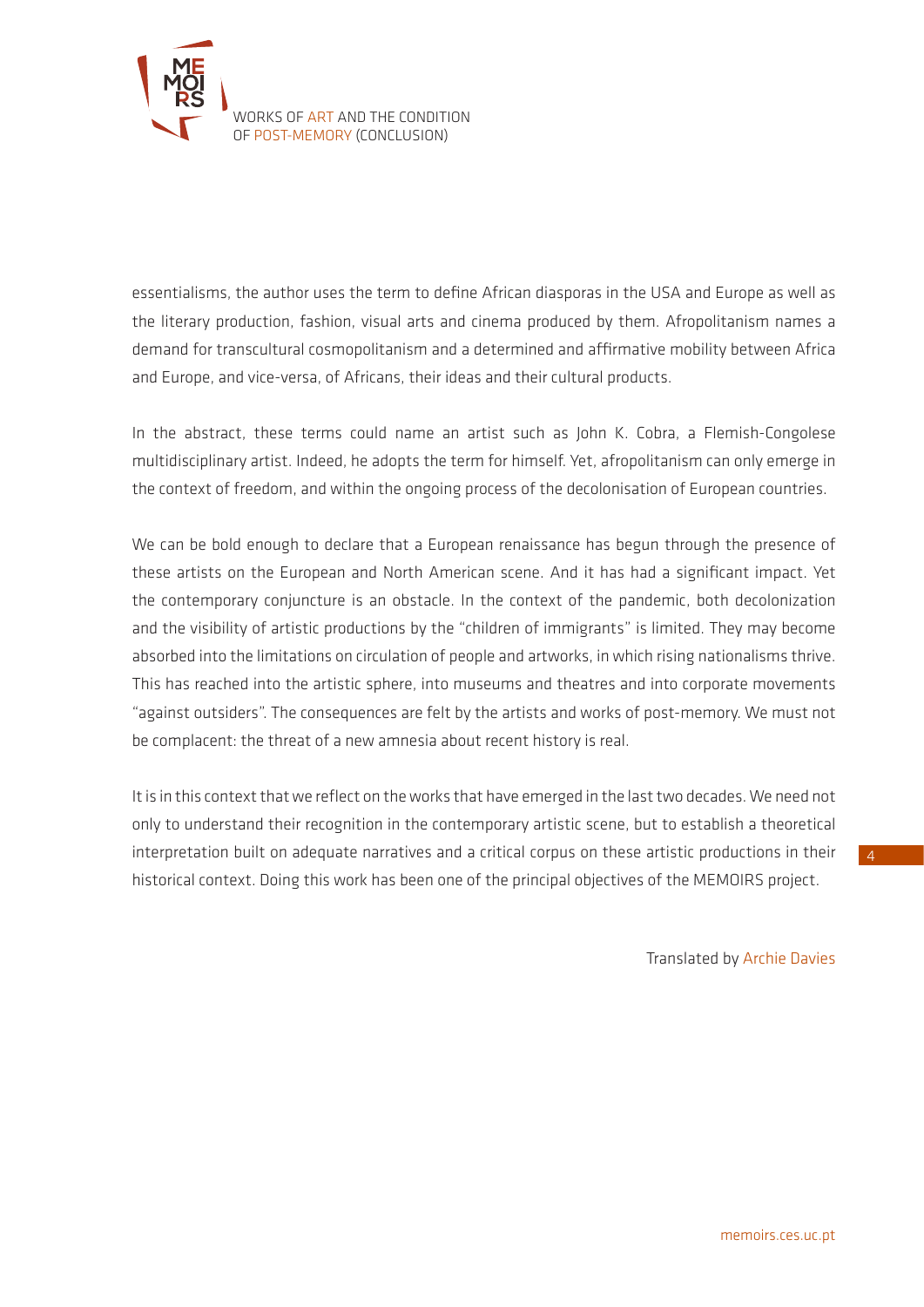essentialisms, the author uses the term to define African diasporas in the USA and Europe as well as the literary production, fashion, visual arts and cinema produced by them. Afropolitanism names a demand for transcultural cosmopolitanism and a determined and affirmative mobility between Africa and Europe, and vice-versa, of Africans, their ideas and their cultural products.

In the abstract, these terms could name an artist such as John K. Cobra, a Flemish-Congolese multidisciplinary artist. Indeed, he adopts the term for himself. Yet, afropolitanism can only emerge in the context of freedom, and within the ongoing process of the decolonisation of European countries.

We can be bold enough to declare that a European renaissance has begun through the presence of these artists on the European and North American scene. And it has had a significant impact. Yet the contemporary conjuncture is an obstacle. In the context of the pandemic, both decolonization and the visibility of artistic productions by the "children of immigrants" is limited. They may become absorbed into the limitations on circulation of people and artworks, in which rising nationalisms thrive. This has reached into the artistic sphere, into museums and theatres and into corporate movements "against outsiders". The consequences are felt by the artists and works of post-memory. We must not be complacent: the threat of a new amnesia about recent history is real.

It is in this context that we reflect on the works that have emerged in the last two decades. We need not only to understand their recognition in the contemporary artistic scene, but to establish a theoretical interpretation built on adequate narratives and a critical corpus on these artistic productions in their historical context. Doing this work has been one of the principal objectives of the MEMOIRS project.

Translated by Archie Davies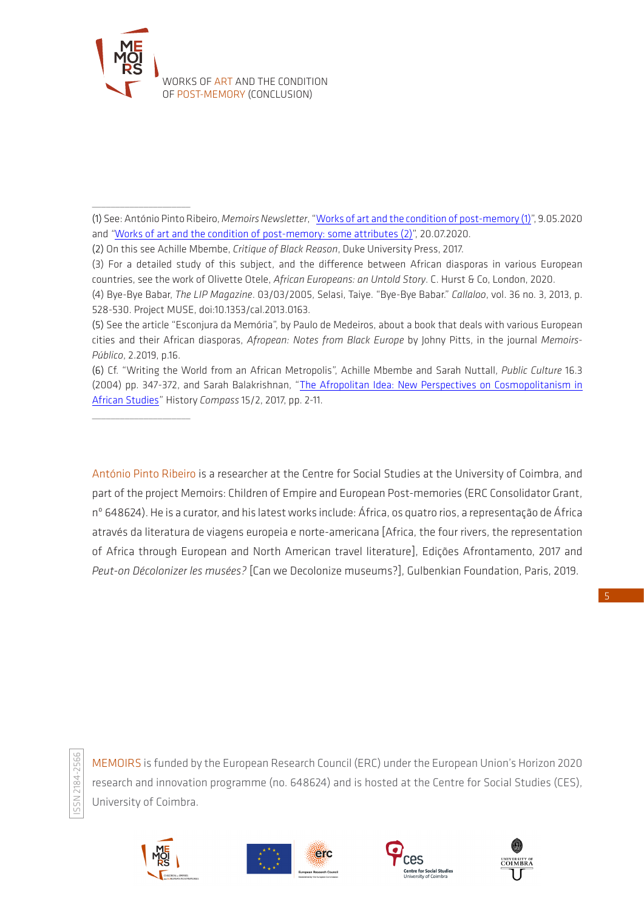(1) See: António Pinto Ribeiro, *Memoirs Newsletter*, "Works of art and the condition of post-memory (1)", 9.05.2020 and "Works of art and the condition of post-memory: some attributes (2)", 20.07.2020.

(2) On this see Achille Mbembe, *Critique of Black Reason*, Duke University Press, 2017.

(3) For a detailed study of this subject, and the difference between African diasporas in various European countries, see the work of Olivette Otele, *African Europeans: an Untold Story*. C. Hurst & Co, London, 2020.

(4) Bye-Bye Babar, *The LIP Magazine*. 03/03/2005, Selasi, Taiye. "Bye-Bye Babar." *Callaloo*, vol. 36 no. 3, 2013, p. 528-530. Project MUSE, doi:10.1353/cal.2013.0163.

(5) See the article "Esconjura da Memória", by Paulo de Medeiros, about a book that deals with various European cities and their African diasporas, *Afropean: Notes from Black Europe* by Johny Pitts, in the journal *Memoirs-Público*, 2.2019, p.16.

(6) Cf. "Writing the World from an African Metropolis", Achille Mbembe and Sarah Nuttall, *Public Culture* 16.3 (2004) pp. 347-372, and Sarah Balakrishnan, "The Afropolitan Idea: New Perspectives on Cosmopolitanism in African Studies" History *Compass* 15/2, 2017, pp. 2-11.

António Pinto Ribeiro is a researcher at the Centre for Social Studies at the University of Coimbra, and part of the project Memoirs: Children of Empire and European Post-memories (ERC Consolidator Grant, nº 648624). He is a curator, and his latest works include: África, os quatro rios, a representação de África através da literatura de viagens europeia e norte-americana [Africa, the four rivers, the representation of Africa through European and North American travel literature], Edições Afrontamento, 2017 and *Peut-on Décolonizer les musées?* [Can we Decolonize museums?], Gulbenkian Foundation, Paris, 2019.

MEMOIRS is funded by the European Research Council (ERC) under the European Union's Horizon 2020 research and innovation programme (no. 648624) and is hosted at the Centre for Social Studies (CES), University of Coimbra.